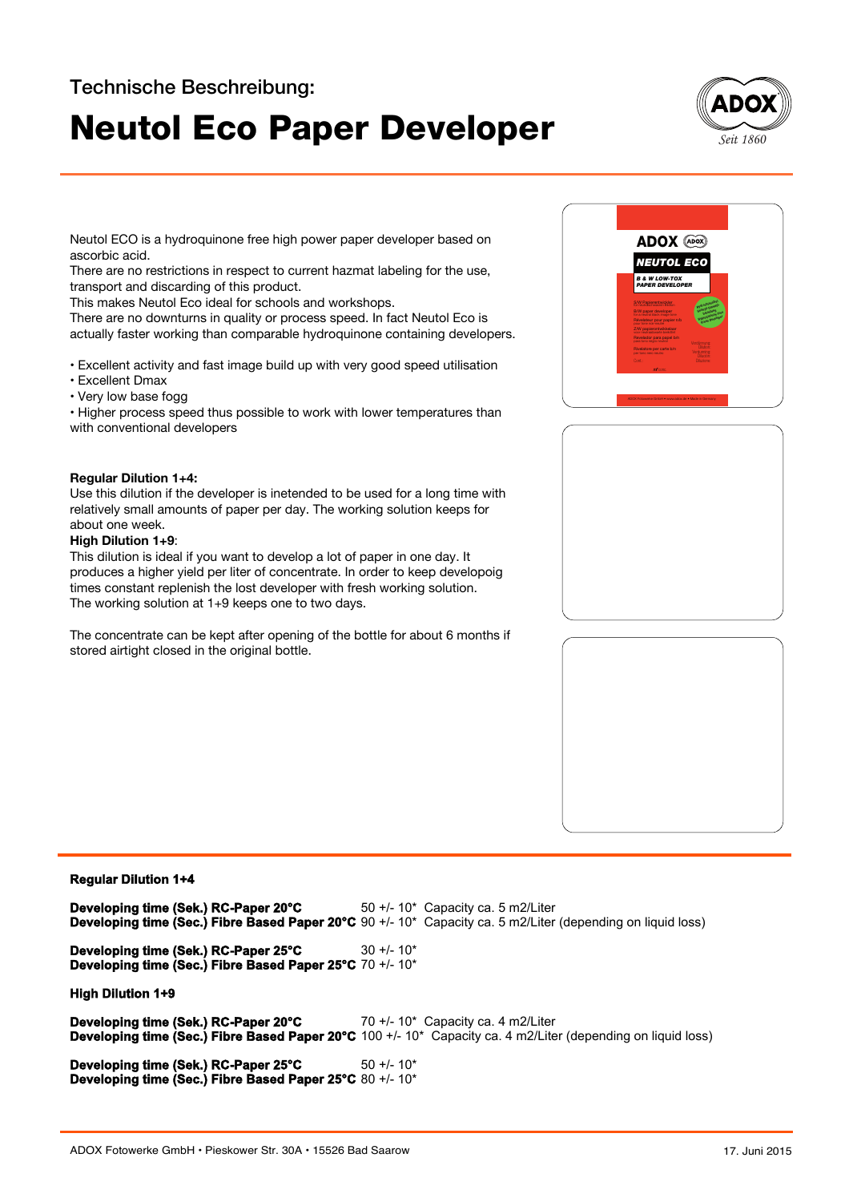Technische Beschreibung:

# Neutol Eco Paper Developer

Neutol ECO is a hydroquinone free high power paper developer based on ascorbic acid.
There are no restrictions in respect to current hazmat labeling for the use, transport and discarding of this product.
This makes Neutol Eco ideal for schools and workshops.
There are no downturns in quality or process speed. In fact Neutol Eco is actually faster working than comparable hydroquinone containing developers.

- Excellent activity and fast image build up with very good speed utilisation
- Excellent Dmax
- Very low base fogg
- Higher process speed thus possible to work with lower temperatures than with conventional developers

**Regular Dilution 1+4:**
Use this dilution if the developer is inetended to be used for a long time with relatively small amounts of paper per day. The working solution keeps for about one week.
**High Dilution 1+9**:
This dilution is ideal if you want to develop a lot of paper in one day. It produces a higher yield per liter of concentrate. In order to keep developoig times constant replenish the lost developer with fresh working solution.
The working solution at 1+9 keeps one to two days.

The concentrate can be kept after opening of the bottle for about 6 months if stored airtight closed in the original bottle.

**Regular Dilution 1+4**

**Developing time (Sek.) RC-Paper 20°C** 50 +/- 10* Capacity ca. 5 m2/Liter
**Developing time (Sec.) Fibre Based Paper 20°C** 90 +/- 10* Capacity ca. 5 m2/Liter (depending on liquid loss)

**Developing time (Sek.) RC-Paper 25°C** 30 +/- 10*
**Developing time (Sec.) Fibre Based Paper 25°C** 70 +/- 10*

**High Dilution 1+9**

**Developing time (Sek.) RC-Paper 20°C** 70 +/- 10* Capacity ca. 4 m2/Liter
**Developing time (Sec.) Fibre Based Paper 20°C** 100 +/- 10* Capacity ca. 4 m2/Liter (depending on liquid loss)

**Developing time (Sek.) RC-Paper 25°C** 50 +/- 10*
**Developing time (Sec.) Fibre Based Paper 25°C** 80 +/- 10*

ADOX Fotowerke GmbH • Pieskower Str. 30A • 15526 Bad Saarow 17. Juni 2015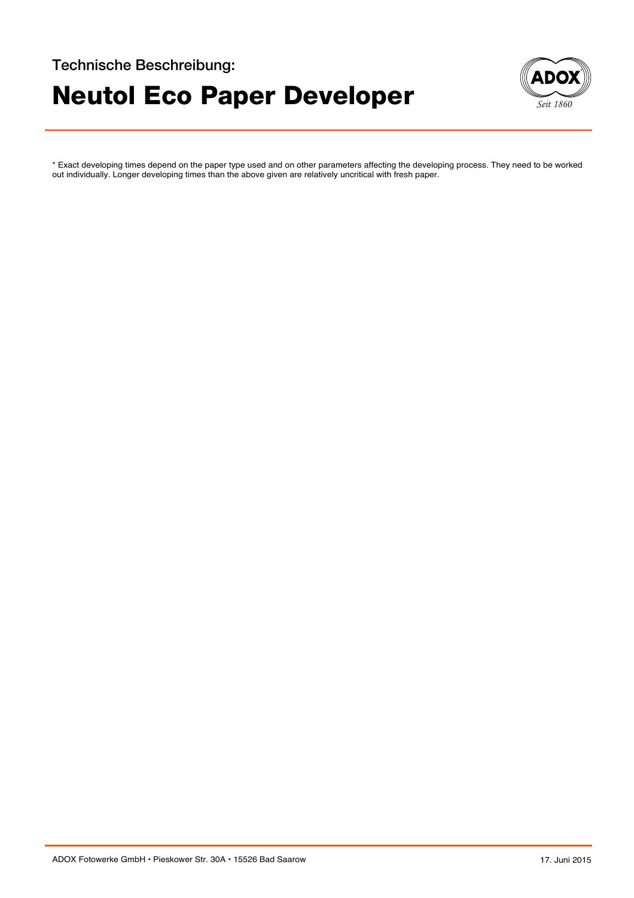* Exact developing times depend on the paper type used and on other parameters affecting the developing process. They need to be worked out individually. Longer developing times than the above given are relatively uncritical with fresh paper.